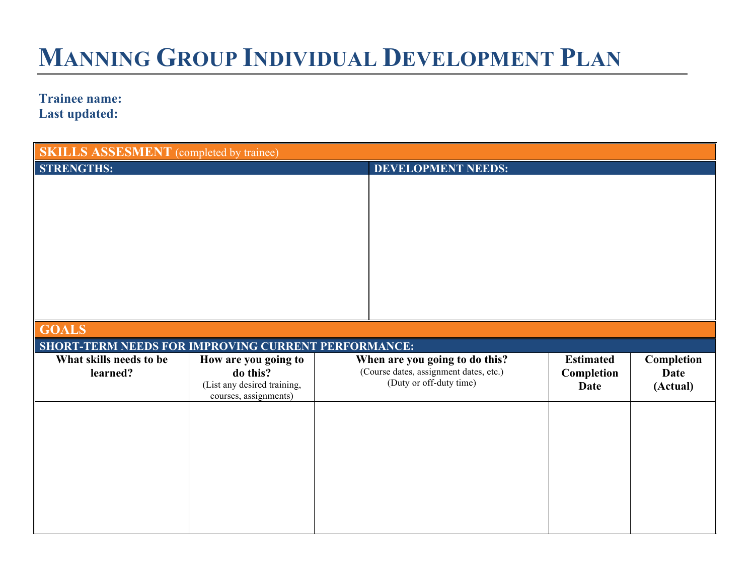# Manning Group Individual Development Plan

**Trainee name:**
**Last updated:**

## SKILLS ASSESMENT (completed by trainee)

| STRENGTHS: | DEVELOPMENT NEEDS: |
|---|---|
| | |

## GOALS

### SHORT-TERM NEEDS FOR IMPROVING CURRENT PERFORMANCE:

| What skills needs to be learned? | How are you going to do this? (List any desired training, courses, assignments) | When are you going to do this? (Course dates, assignment dates, etc.) (Duty or off-duty time) | Estimated Completion Date | Completion Date (Actual) |
|---|---|---|---|---|
| | | | | |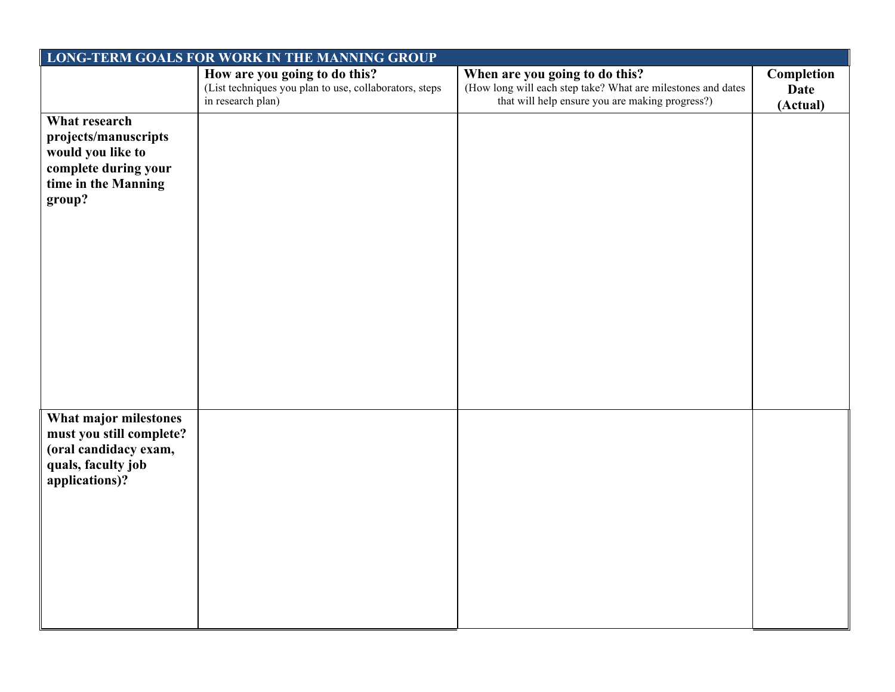| LONG-TERM GOALS FOR WORK IN THE MANNING GROUP | | | |
|---|---|---|---|
| | **How are you going to do this?** (List techniques you plan to use, collaborators, steps in research plan) | **When are you going to do this?** (How long will each step take? What are milestones and dates that will help ensure you are making progress?) | **Completion Date (Actual)** |
| **What research projects/manuscripts would you like to complete during your time in the Manning group?** | | | |
| **What major milestones must you still complete? (oral candidacy exam, quals, faculty job applications)?** | | | |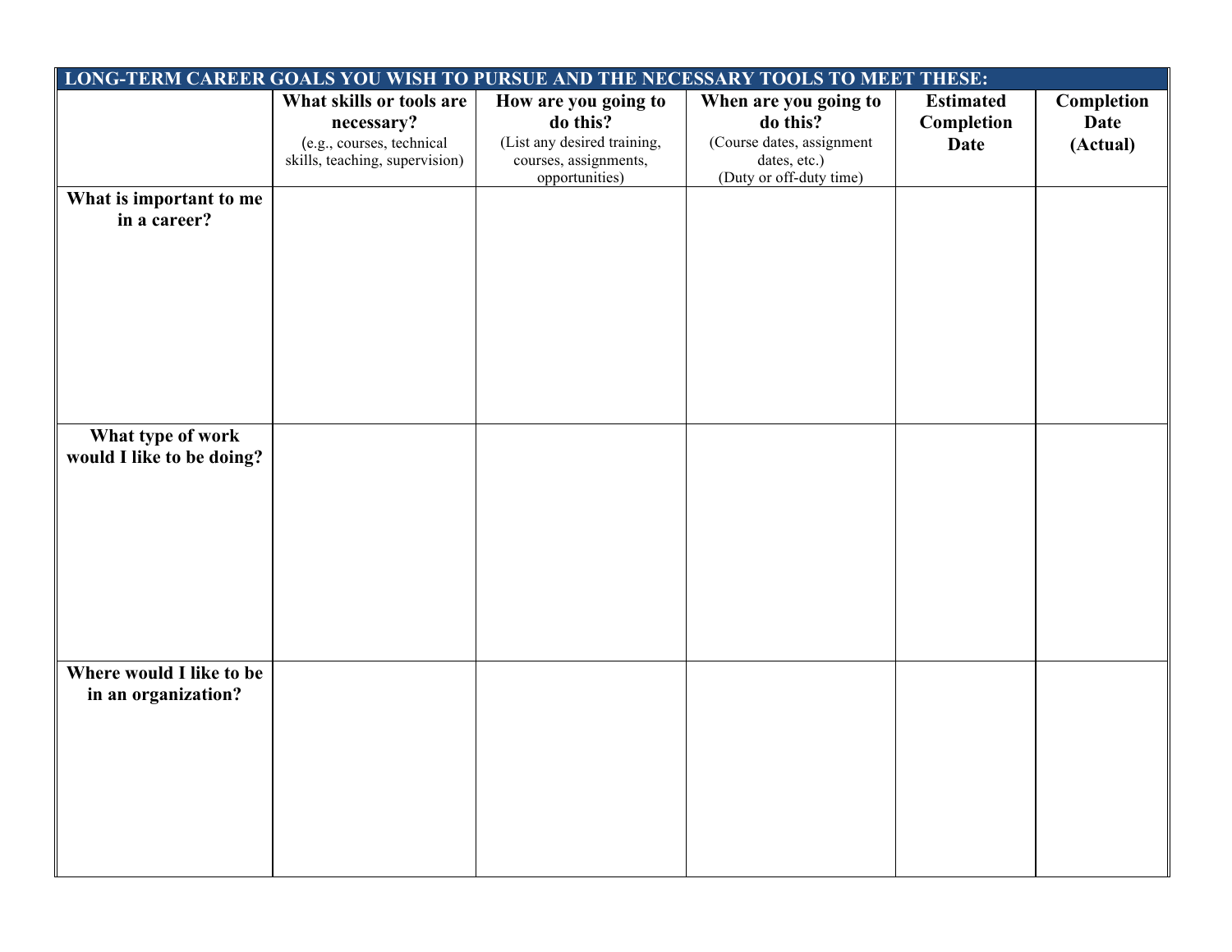| LONG-TERM CAREER GOALS YOU WISH TO PURSUE AND THE NECESSARY TOOLS TO MEET THESE: | | | | | |
|---|---|---|---|---|---|
| | **What skills or tools are necessary?** (e.g., courses, technical skills, teaching, supervision) | **How are you going to do this?** (List any desired training, courses, assignments, opportunities) | **When are you going to do this?** (Course dates, assignment dates, etc.) (Duty or off-duty time) | **Estimated Completion Date** | **Completion Date (Actual)** |
| **What is important to me in a career?** | | | | | |
| **What type of work would I like to be doing?** | | | | | |
| **Where would I like to be in an organization?** | | | | | |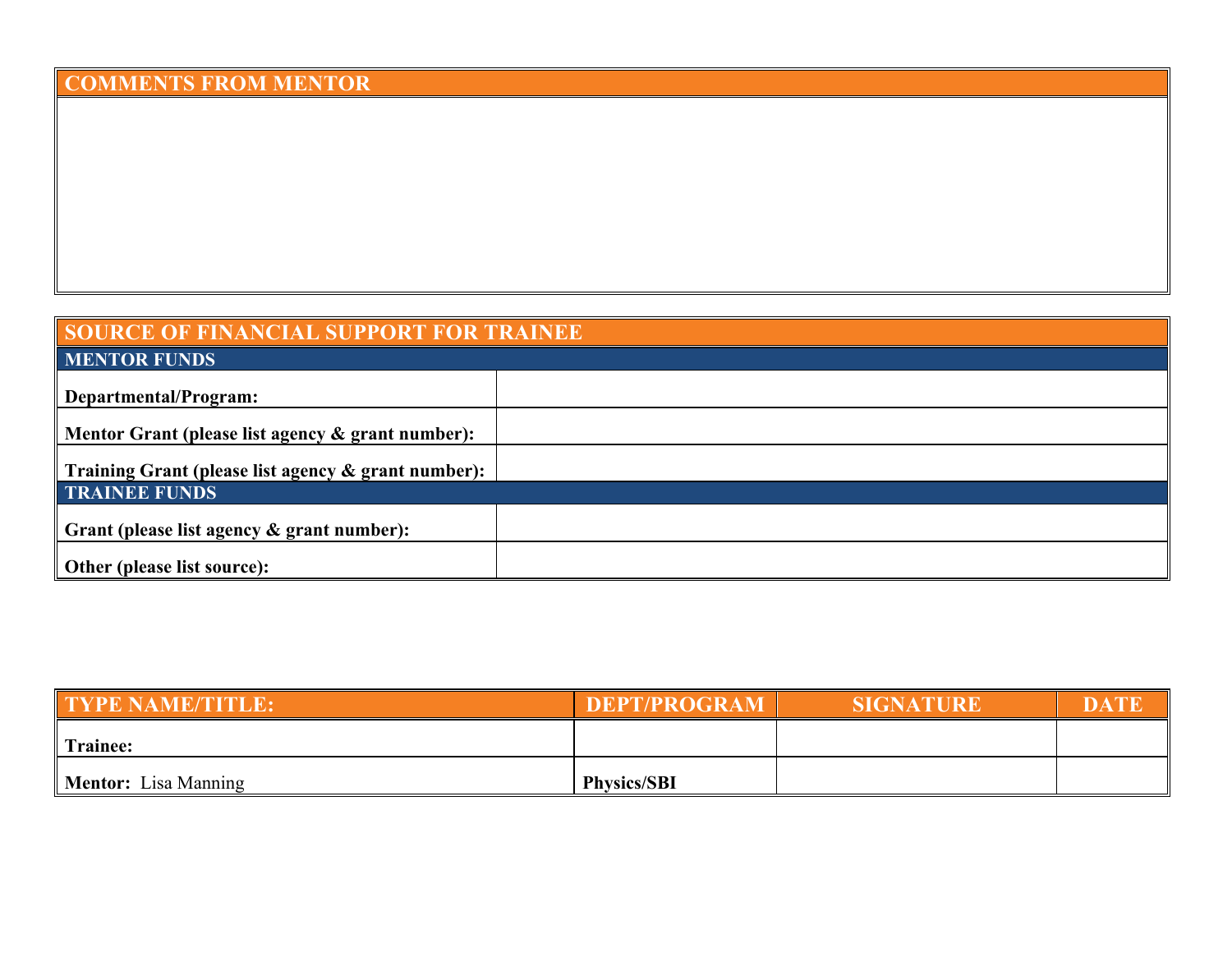| COMMENTS FROM MENTOR |
|---|
| |

| SOURCE OF FINANCIAL SUPPORT FOR TRAINEE | |
|---|---|
| **MENTOR FUNDS** | |
| **Departmental/Program:** | |
| **Mentor Grant (please list agency & grant number):** | |
| **Training Grant (please list agency & grant number):** | |
| **TRAINEE FUNDS** | |
| **Grant (please list agency & grant number):** | |
| **Other (please list source):** | |

| TYPE NAME/TITLE: | DEPT/PROGRAM | SIGNATURE | DATE |
|---|---|---|---|
| **Trainee:** | | | |
| **Mentor:** Lisa Manning | **Physics/SBI** | | |